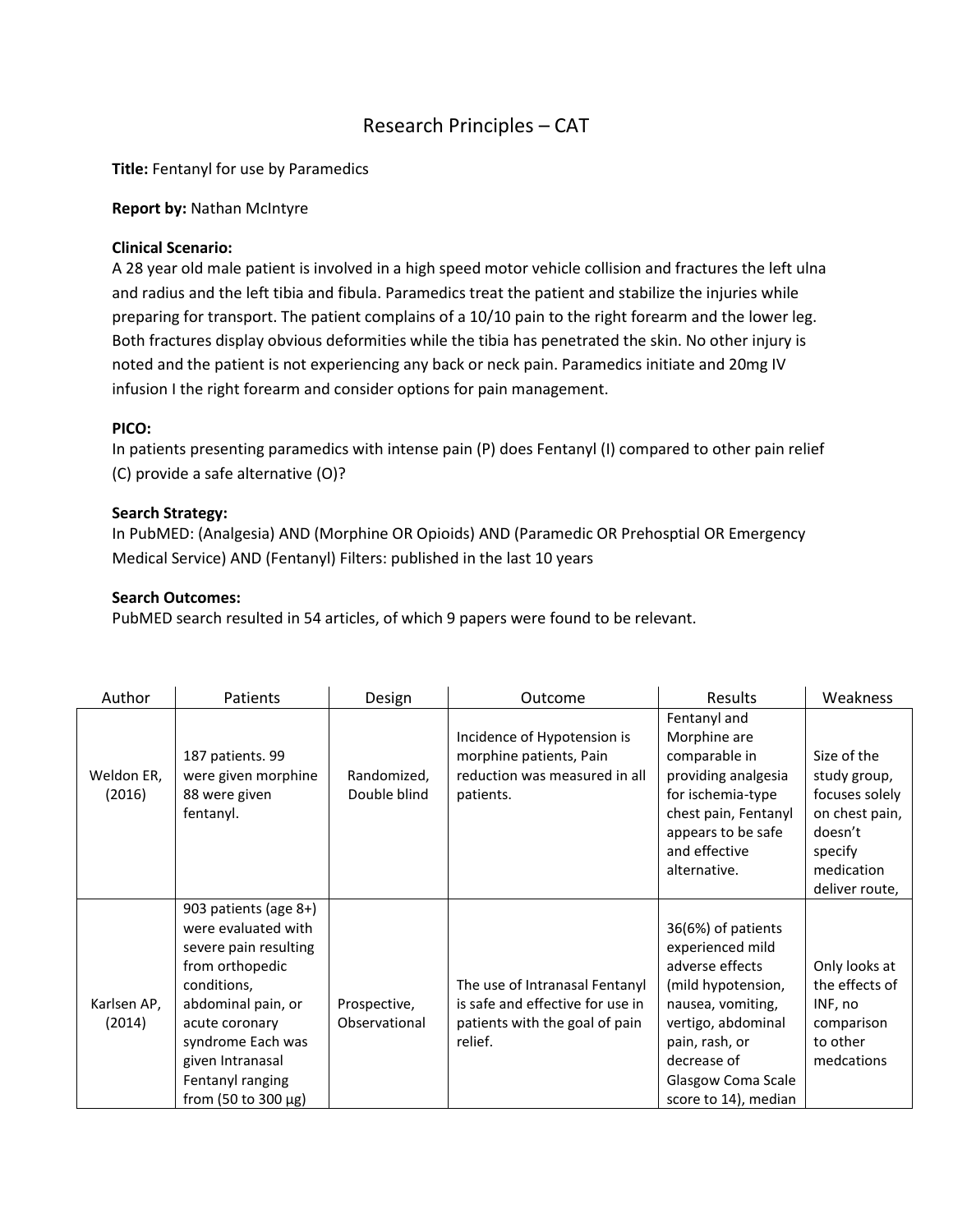# Research Principles – CAT

**Title:** Fentanyl for use by Paramedics

**Report by:** Nathan McIntyre

**Clinical Scenario:**

A 28 year old male patient is involved in a high speed motor vehicle collision and fractures the left ulna and radius and the left tibia and fibula. Paramedics treat the patient and stabilize the injuries while preparing for transport. The patient complains of a 10/10 pain to the right forearm and the lower leg. Both fractures display obvious deformities while the tibia has penetrated the skin. No other injury is noted and the patient is not experiencing any back or neck pain. Paramedics initiate and 20mg IV infusion I the right forearm and consider options for pain management.

**PICO:**

In patients presenting paramedics with intense pain (P) does Fentanyl (I) compared to other pain relief (C) provide a safe alternative (O)?

**Search Strategy:**

In PubMED: (Analgesia) AND (Morphine OR Opioids) AND (Paramedic OR Prehosptial OR Emergency Medical Service) AND (Fentanyl) Filters: published in the last 10 years

**Search Outcomes:**

PubMED search resulted in 54 articles, of which 9 papers were found to be relevant.

| Author | Patients | Design | Outcome | Results | Weakness |
|---|---|---|---|---|---|
| Weldon ER, (2016) | 187 patients. 99 were given morphine 88 were given fentanyl. | Randomized, Double blind | Incidence of Hypotension is morphine patients, Pain reduction was measured in all patients. | Fentanyl and Morphine are comparable in providing analgesia for ischemia-type chest pain, Fentanyl appears to be safe and effective alternative. | Size of the study group, focuses solely on chest pain, doesn't specify medication deliver route, |
| Karlsen AP, (2014) | 903 patients (age 8+) were evaluated with severe pain resulting from orthopedic conditions, abdominal pain, or acute coronary syndrome Each was given Intranasal Fentanyl ranging from (50 to 300 µg) | Prospective, Observational | The use of Intranasal Fentanyl is safe and effective for use in patients with the goal of pain relief. | 36(6%) of patients experienced mild adverse effects (mild hypotension, nausea, vomiting, vertigo, abdominal pain, rash, or decrease of Glasgow Coma Scale score to 14), median | Only looks at the effects of INF, no comparison to other medcations |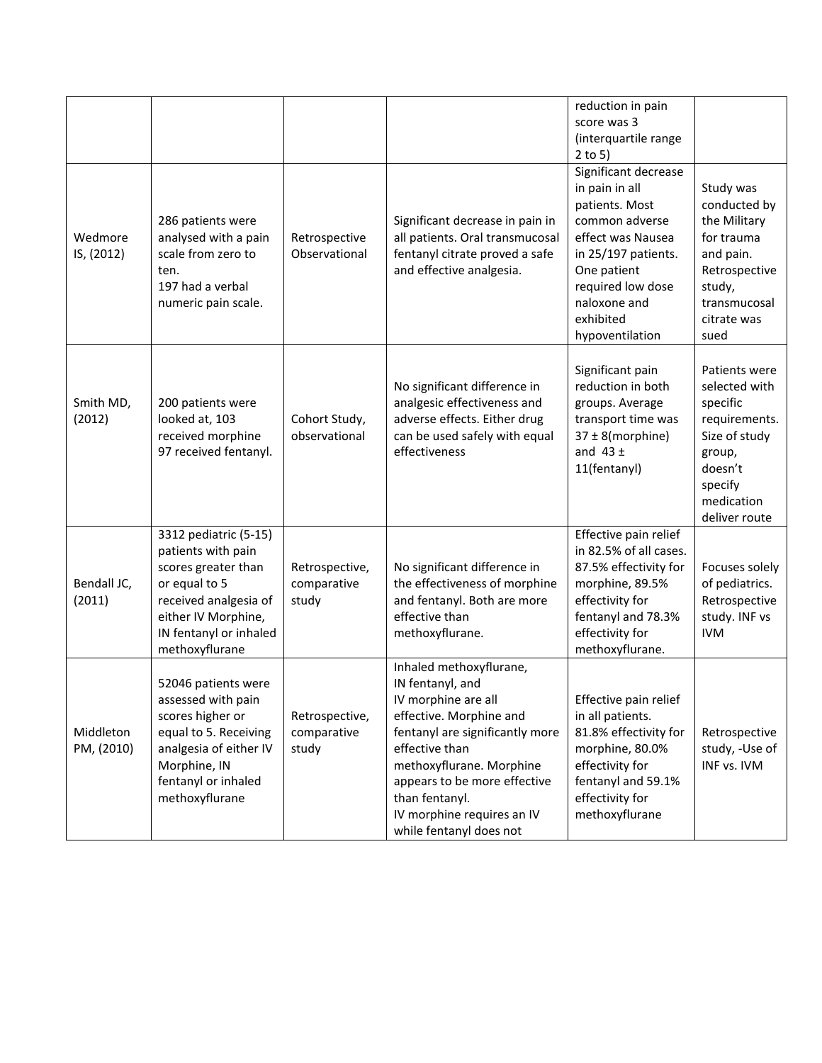| | | | | reduction in pain score was 3 (interquartile range 2 to 5) | |
|---|---|---|---|---|---|
| Wedmore IS, (2012) | 286 patients were analysed with a pain scale from zero to ten. 197 had a verbal numeric pain scale. | Retrospective Observational | Significant decrease in pain in all patients. Oral transmucosal fentanyl citrate proved a safe and effective analgesia. | Significant decrease in pain in all patients. Most common adverse effect was Nausea in 25/197 patients. One patient required low dose naloxone and exhibited hypoventilation | Study was conducted by the Military for trauma and pain. Retrospective study, transmucosal citrate was sued |
| Smith MD, (2012) | 200 patients were looked at, 103 received morphine 97 received fentanyl. | Cohort Study, observational | No significant difference in analgesic effectiveness and adverse effects. Either drug can be used safely with equal effectiveness | Significant pain reduction in both groups. Average transport time was 37 ± 8(morphine) and 43 ± 11(fentanyl) | Patients were selected with specific requirements. Size of study group, doesn't specify medication deliver route |
| Bendall JC, (2011) | 3312 pediatric (5-15) patients with pain scores greater than or equal to 5 received analgesia of either IV Morphine, IN fentanyl or inhaled methoxyflurane | Retrospective, comparative study | No significant difference in the effectiveness of morphine and fentanyl. Both are more effective than methoxyflurane. | Effective pain relief in 82.5% of all cases. 87.5% effectivity for morphine, 89.5% effectivity for fentanyl and 78.3% effectivity for methoxyflurane. | Focuses solely of pediatrics. Retrospective study. INF vs IVM |
| Middleton PM, (2010) | 52046 patients were assessed with pain scores higher or equal to 5. Receiving analgesia of either IV Morphine, IN fentanyl or inhaled methoxyflurane | Retrospective, comparative study | Inhaled methoxyflurane, IN fentanyl, and IV morphine are all effective. Morphine and fentanyl are significantly more effective than methoxyflurane. Morphine appears to be more effective than fentanyl. IV morphine requires an IV while fentanyl does not | Effective pain relief in all patients. 81.8% effectivity for morphine, 80.0% effectivity for fentanyl and 59.1% effectivity for methoxyflurane | Retrospective study, -Use of INF vs. IVM |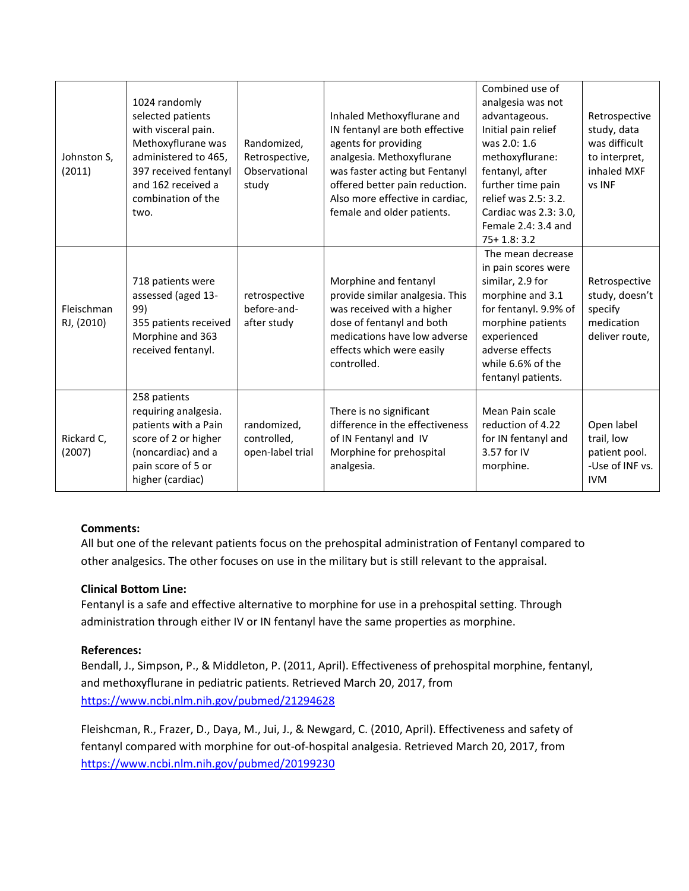| | | | | | |
|---|---|---|---|---|---|
| Johnston S, (2011) | 1024 randomly selected patients with visceral pain. Methoxyflurane was administered to 465, 397 received fentanyl and 162 received a combination of the two. | Randomized, Retrospective, Observational study | Inhaled Methoxyflurane and IN fentanyl are both effective agents for providing analgesia. Methoxyflurane was faster acting but Fentanyl offered better pain reduction. Also more effective in cardiac, female and older patients. | Combined use of analgesia was not advantageous. Initial pain relief was 2.0: 1.6 methoxyflurane: fentanyl, after further time pain relief was 2.5: 3.2. Cardiac was 2.3: 3.0, Female 2.4: 3.4 and 75+ 1.8: 3.2 | Retrospective study, data was difficult to interpret, inhaled MXF vs INF |
| Fleischman RJ, (2010) | 718 patients were assessed (aged 13-99) 355 patients received Morphine and 363 received fentanyl. | retrospective before-and-after study | Morphine and fentanyl provide similar analgesia. This was received with a higher dose of fentanyl and both medications have low adverse effects which were easily controlled. | The mean decrease in pain scores were similar, 2.9 for morphine and 3.1 for fentanyl. 9.9% of morphine patients experienced adverse effects while 6.6% of the fentanyl patients. | Retrospective study, doesn't specify medication deliver route, |
| Rickard C, (2007) | 258 patients requiring analgesia. patients with a Pain score of 2 or higher (noncardiac) and a pain score of 5 or higher (cardiac) | randomized, controlled, open-label trial | There is no significant difference in the effectiveness of IN Fentanyl and IV Morphine for prehospital analgesia. | Mean Pain scale reduction of 4.22 for IN fentanyl and 3.57 for IV morphine. | Open label trail, low patient pool. -Use of INF vs. IVM |

**Comments:**

All but one of the relevant patients focus on the prehospital administration of Fentanyl compared to other analgesics. The other focuses on use in the military but is still relevant to the appraisal.

**Clinical Bottom Line:**

Fentanyl is a safe and effective alternative to morphine for use in a prehospital setting. Through administration through either IV or IN fentanyl have the same properties as morphine.

**References:**

Bendall, J., Simpson, P., & Middleton, P. (2011, April). Effectiveness of prehospital morphine, fentanyl, and methoxyflurane in pediatric patients. Retrieved March 20, 2017, from https://www.ncbi.nlm.nih.gov/pubmed/21294628

Fleischman, R., Frazer, D., Daya, M., Jui, J., & Newgard, C. (2010, April). Effectiveness and safety of fentanyl compared with morphine for out-of-hospital analgesia. Retrieved March 20, 2017, from https://www.ncbi.nlm.nih.gov/pubmed/20199230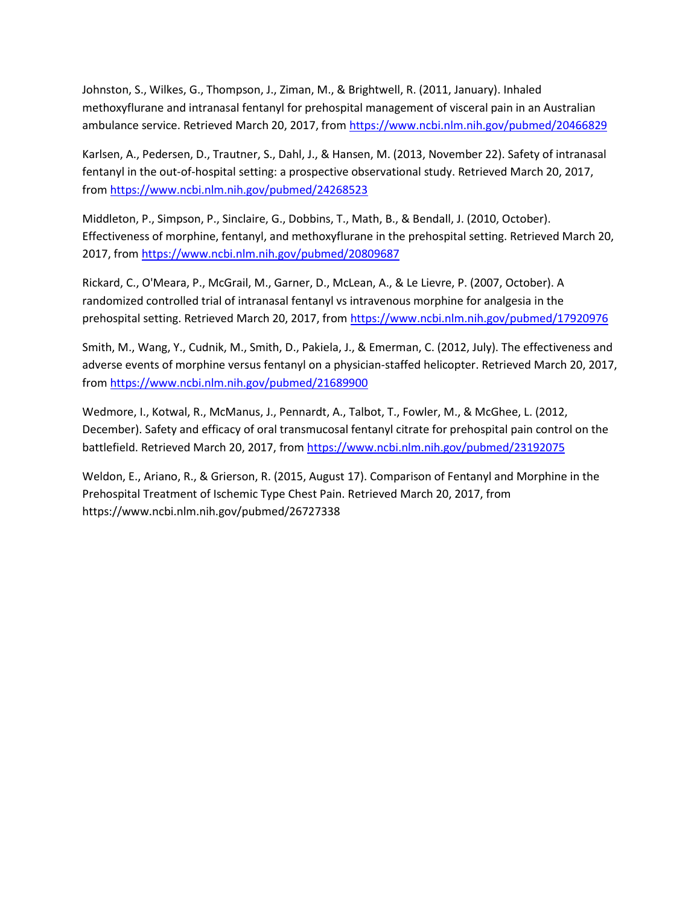Johnston, S., Wilkes, G., Thompson, J., Ziman, M., & Brightwell, R. (2011, January). Inhaled methoxyflurane and intranasal fentanyl for prehospital management of visceral pain in an Australian ambulance service. Retrieved March 20, 2017, from https://www.ncbi.nlm.nih.gov/pubmed/20466829

Karlsen, A., Pedersen, D., Trautner, S., Dahl, J., & Hansen, M. (2013, November 22). Safety of intranasal fentanyl in the out-of-hospital setting: a prospective observational study. Retrieved March 20, 2017, from https://www.ncbi.nlm.nih.gov/pubmed/24268523

Middleton, P., Simpson, P., Sinclaire, G., Dobbins, T., Math, B., & Bendall, J. (2010, October). Effectiveness of morphine, fentanyl, and methoxyflurane in the prehospital setting. Retrieved March 20, 2017, from https://www.ncbi.nlm.nih.gov/pubmed/20809687

Rickard, C., O'Meara, P., McGrail, M., Garner, D., McLean, A., & Le Lievre, P. (2007, October). A randomized controlled trial of intranasal fentanyl vs intravenous morphine for analgesia in the prehospital setting. Retrieved March 20, 2017, from https://www.ncbi.nlm.nih.gov/pubmed/17920976

Smith, M., Wang, Y., Cudnik, M., Smith, D., Pakiela, J., & Emerman, C. (2012, July). The effectiveness and adverse events of morphine versus fentanyl on a physician-staffed helicopter. Retrieved March 20, 2017, from https://www.ncbi.nlm.nih.gov/pubmed/21689900

Wedmore, I., Kotwal, R., McManus, J., Pennardt, A., Talbot, T., Fowler, M., & McGhee, L. (2012, December). Safety and efficacy of oral transmucosal fentanyl citrate for prehospital pain control on the battlefield. Retrieved March 20, 2017, from https://www.ncbi.nlm.nih.gov/pubmed/23192075

Weldon, E., Ariano, R., & Grierson, R. (2015, August 17). Comparison of Fentanyl and Morphine in the Prehospital Treatment of Ischemic Type Chest Pain. Retrieved March 20, 2017, from https://www.ncbi.nlm.nih.gov/pubmed/26727338